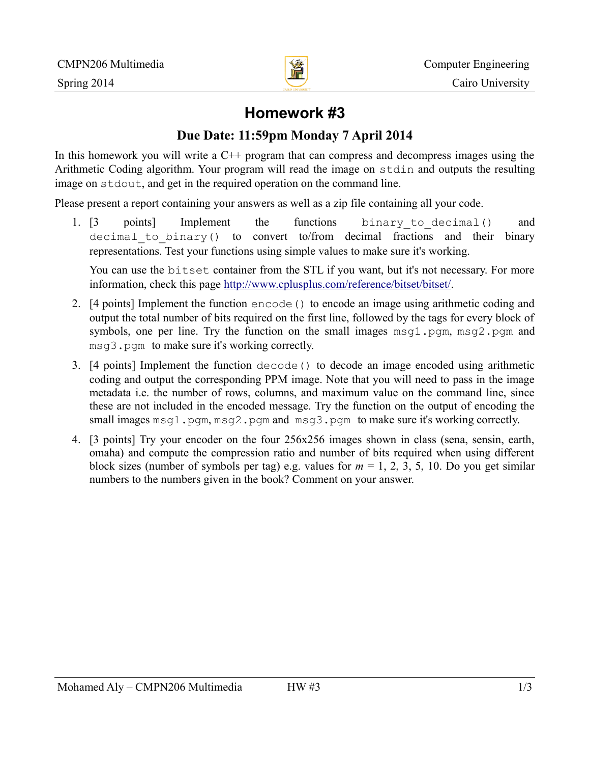CMPN206 Multimedia
Spring 2014

Computer Engineering
Cairo University

# Homework #3

## Due Date: 11:59pm Monday 7 April 2014

In this homework you will write a C++ program that can compress and decompress images using the Arithmetic Coding algorithm. Your program will read the image on `stdin` and outputs the resulting image on `stdout`, and get in the required operation on the command line.

Please present a report containing your answers as well as a zip file containing all your code.

1. [3 points] Implement the functions `binary_to_decimal()` and `decimal_to_binary()` to convert to/from decimal fractions and their binary representations. Test your functions using simple values to make sure it's working.

   You can use the `bitset` container from the STL if you want, but it's not necessary. For more information, check this page http://www.cplusplus.com/reference/bitset/bitset/.

2. [4 points] Implement the function `encode()` to encode an image using arithmetic coding and output the total number of bits required on the first line, followed by the tags for every block of symbols, one per line. Try the function on the small images `msg1.pgm`, `msg2.pgm` and `msg3.pgm` to make sure it's working correctly.

3. [4 points] Implement the function `decode()` to decode an image encoded using arithmetic coding and output the corresponding PPM image. Note that you will need to pass in the image metadata i.e. the number of rows, columns, and maximum value on the command line, since these are not included in the encoded message. Try the function on the output of encoding the small images `msg1.pgm`, `msg2.pgm` and `msg3.pgm` to make sure it's working correctly.

4. [3 points] Try your encoder on the four 256x256 images shown in class (sena, sensin, earth, omaha) and compute the compression ratio and number of bits required when using different block sizes (number of symbols per tag) e.g. values for $m$ = 1, 2, 3, 5, 10. Do you get similar numbers to the numbers given in the book? Comment on your answer.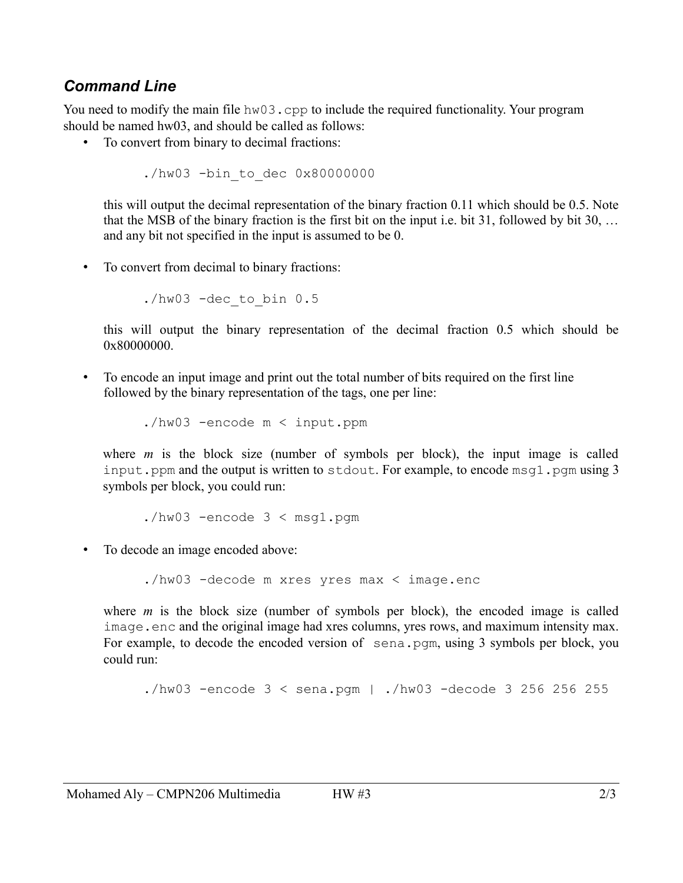### *Command Line*

You need to modify the main file `hw03.cpp` to include the required functionality. Your program should be named hw03, and should be called as follows:

- To convert from binary to decimal fractions:

  ```
  ./hw03 -bin_to_dec 0x80000000
  ```

  this will output the decimal representation of the binary fraction 0.11 which should be 0.5. Note that the MSB of the binary fraction is the first bit on the input i.e. bit 31, followed by bit 30, … and any bit not specified in the input is assumed to be 0.

- To convert from decimal to binary fractions:

  ```
  ./hw03 -dec_to_bin 0.5
  ```

  this will output the binary representation of the decimal fraction 0.5 which should be 0x80000000.

- To encode an input image and print out the total number of bits required on the first line followed by the binary representation of the tags, one per line:

  ```
  ./hw03 -encode m < input.ppm
  ```

  where *m* is the block size (number of symbols per block), the input image is called `input.ppm` and the output is written to `stdout`. For example, to encode `msg1.pgm` using 3 symbols per block, you could run:

  ```
  ./hw03 -encode 3 < msg1.pgm
  ```

- To decode an image encoded above:

  ```
  ./hw03 -decode m xres yres max < image.enc
  ```

  where *m* is the block size (number of symbols per block), the encoded image is called `image.enc` and the original image had xres columns, yres rows, and maximum intensity max. For example, to decode the encoded version of `sena.pgm`, using 3 symbols per block, you could run:

  ```
  ./hw03 -encode 3 < sena.pgm | ./hw03 -decode 3 256 256 255
  ```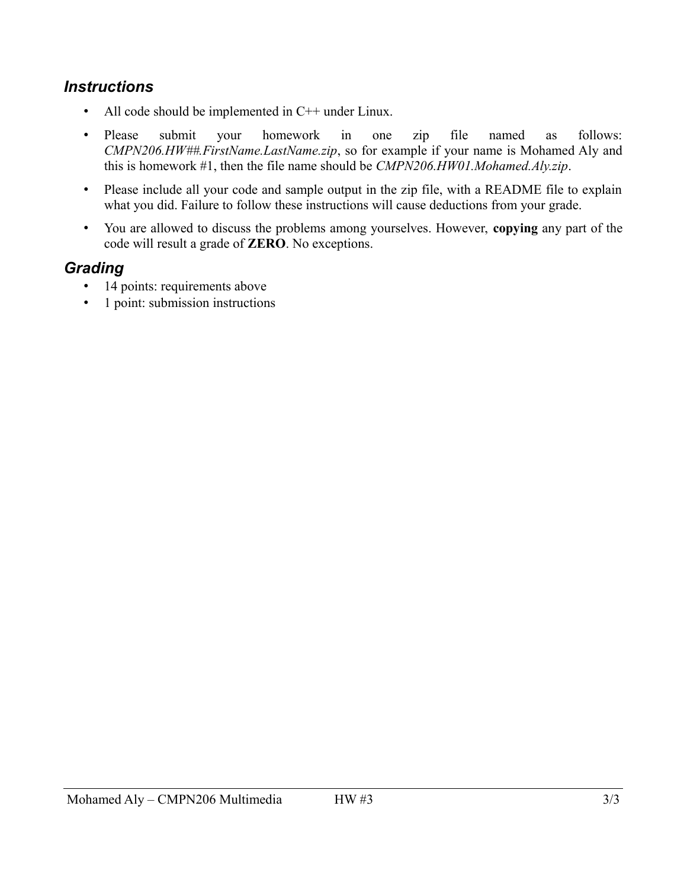### *Instructions*

- All code should be implemented in C++ under Linux.
- Please submit your homework in one zip file named as follows: *CMPN206.HW##.FirstName.LastName.zip*, so for example if your name is Mohamed Aly and this is homework #1, then the file name should be *CMPN206.HW01.Mohamed.Aly.zip*.
- Please include all your code and sample output in the zip file, with a README file to explain what you did. Failure to follow these instructions will cause deductions from your grade.
- You are allowed to discuss the problems among yourselves. However, **copying** any part of the code will result a grade of **ZERO**. No exceptions.

### *Grading*

- 14 points: requirements above
- 1 point: submission instructions